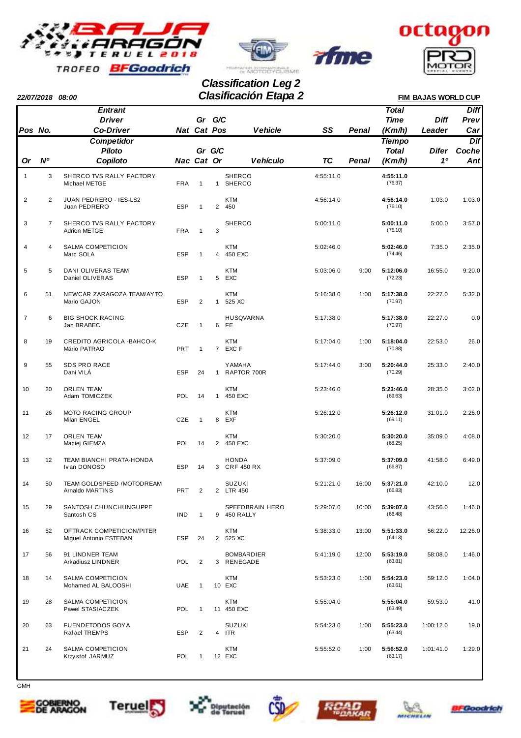BAJA ARAGÓN TERUEL 2018
TROFEO BFGoodrich

# Classification Leg 2
# Clasificación Etapa 2

22/07/2018 08:00

**FIM BAJAS WORLD CUP**

| Pos / Or | No. / Nº | Entrant / Competidor<br>Driver / Piloto<br>Co-Driver / Copiloto | Nat / Nac | Gr Cat | G/C Pos / G/C Or | Vehicle / Vehículo | SS / TC | Penal | Total Time (Km/h) / Tiempo Total (Km/h) | Diff Leader / Difer 1º | Diff Prev Car / Dif Coche Ant |
|---|---|---|---|---|---|---|---|---|---|---|---|
| 1 | 3 | SHERCO TVS RALLY FACTORY<br>Michael METGE | FRA | 1 | 1 | SHERCO<br>SHERCO | 4:55:11.0 | | **4:55:11.0**<br>(76.37) | | |
| 2 | 2 | JUAN PEDRERO - IES-LS2<br>Juan PEDRERO | ESP | 1 | 2 | KTM<br>450 | 4:56:14.0 | | **4:56:14.0**<br>(76.10) | 1:03.0 | 1:03.0 |
| 3 | 7 | SHERCO TVS RALLY FACTORY<br>Adrien METGE | FRA | 1 | 3 | SHERCO | 5:00:11.0 | | **5:00:11.0**<br>(75.10) | 5:00.0 | 3:57.0 |
| 4 | 4 | SALMA COMPETICION<br>Marc SOLA | ESP | 1 | 4 | KTM<br>450 EXC | 5:02:46.0 | | **5:02:46.0**<br>(74.46) | 7:35.0 | 2:35.0 |
| 5 | 5 | DANI OLIVERAS TEAM<br>Daniel OLIVERAS | ESP | 1 | 5 | KTM<br>EXC | 5:03:06.0 | 9:00 | **5:12:06.0**<br>(72.23) | 16:55.0 | 9:20.0 |
| 6 | 51 | NEWCAR ZARAGOZA TEAM/AYTO<br>Mario GAJON | ESP | 2 | 1 | KTM<br>525 XC | 5:16:38.0 | 1:00 | **5:17:38.0**<br>(70.97) | 22:27.0 | 5:32.0 |
| 7 | 6 | BIG SHOCK RACING<br>Jan BRABEC | CZE | 1 | 6 | HUSQVARNA<br>FE | 5:17:38.0 | | **5:17:38.0**<br>(70.97) | 22:27.0 | 0.0 |
| 8 | 19 | CREDITO AGRICOLA -BAHCO-K<br>Mário PATRAO | PRT | 1 | 7 | KTM<br>EXC F | 5:17:04.0 | 1:00 | **5:18:04.0**<br>(70.88) | 22:53.0 | 26.0 |
| 9 | 55 | SDS PRO RACE<br>Dani VILÀ | ESP | 24 | 1 | YAMAHA<br>RAPTOR 700R | 5:17:44.0 | 3:00 | **5:20:44.0**<br>(70.29) | 25:33.0 | 2:40.0 |
| 10 | 20 | ORLEN TEAM<br>Adam TOMICZEK | POL | 14 | 1 | KTM<br>450 EXC | 5:23:46.0 | | **5:23:46.0**<br>(69.63) | 28:35.0 | 3:02.0 |
| 11 | 26 | MOTO RACING GROUP<br>Milan ENGEL | CZE | 1 | 8 | KTM<br>EXF | 5:26:12.0 | | **5:26:12.0**<br>(69.11) | 31:01.0 | 2:26.0 |
| 12 | 17 | ORLEN TEAM<br>Maciej GIEMZA | POL | 14 | 2 | KTM<br>450 EXC | 5:30:20.0 | | **5:30:20.0**<br>(68.25) | 35:09.0 | 4:08.0 |
| 13 | 12 | TEAM BIANCHI PRATA-HONDA<br>Ivan DONOSO | ESP | 14 | 3 | HONDA<br>CRF 450 RX | 5:37:09.0 | | **5:37:09.0**<br>(66.87) | 41:58.0 | 6:49.0 |
| 14 | 50 | TEAM GOLDSPEED /MOTODREAM<br>Arnaldo MARTINS | PRT | 2 | 2 | SUZUKI<br>LTR 450 | 5:21:21.0 | 16:00 | **5:37:21.0**<br>(66.83) | 42:10.0 | 12.0 |
| 15 | 29 | SANTOSH CHUNCHUNGUPPE<br>Santosh CS | IND | 1 | 9 | SPEEDBRAIN HERO<br>450 RALLY | 5:29:07.0 | 10:00 | **5:39:07.0**<br>(66.48) | 43:56.0 | 1:46.0 |
| 16 | 52 | OFTRACK COMPETICION/PITER<br>Miguel Antonio ESTEBAN | ESP | 24 | 2 | KTM<br>525 XC | 5:38:33.0 | 13:00 | **5:51:33.0**<br>(64.13) | 56:22.0 | 12:26.0 |
| 17 | 56 | 91 LINDNER TEAM<br>Arkadiusz LINDNER | POL | 2 | 3 | BOMBARDIER<br>RENEGADE | 5:41:19.0 | 12:00 | **5:53:19.0**<br>(63.81) | 58:08.0 | 1:46.0 |
| 18 | 14 | SALMA COMPETICION<br>Mohamed AL BALOOSHI | UAE | 1 | 10 | KTM<br>EXC | 5:53:23.0 | 1:00 | **5:54:23.0**<br>(63.61) | 59:12.0 | 1:04.0 |
| 19 | 28 | SALMA COMPETICION<br>Pawel STASIACZEK | POL | 1 | 11 | KTM<br>450 EXC | 5:55:04.0 | | **5:55:04.0**<br>(63.49) | 59:53.0 | 41.0 |
| 20 | 63 | FUENDETODOS GOYA<br>Rafael TREMPS | ESP | 2 | 4 | SUZUKI<br>ITR | 5:54:23.0 | 1:00 | **5:55:23.0**<br>(63.44) | 1:00:12.0 | 19.0 |
| 21 | 24 | SALMA COMPETICION<br>Krzystof JARMUZ | POL | 1 | 12 | KTM<br>EXC | 5:55:52.0 | 1:00 | **5:56:52.0**<br>(63.17) | 1:01:41.0 | 1:29.0 |

GMH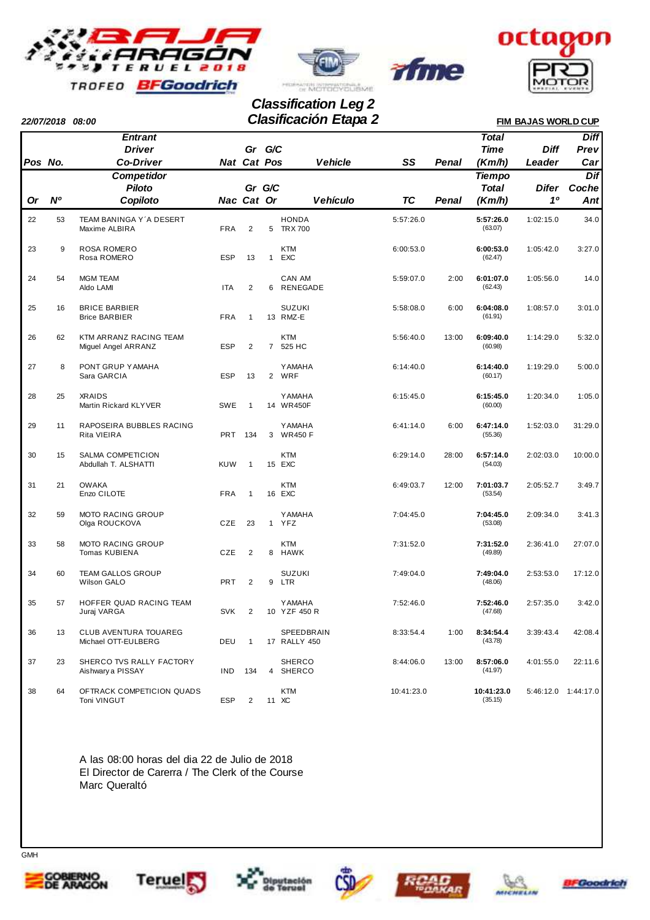BAJA ARAGÓN TERUEL 2018

TROFEO BFGoodrich

octagon

# Classification Leg 2
# Clasificación Etapa 2

22/07/2018 08:00

FIM BAJAS WORLD CUP

| Pos / Or | No. / Nº | Entrant / Driver / Co-Driver — Competidor / Piloto / Copiloto | Nat / Nac | Gr Cat | G/C Pos / Or | Vehicle / Vehículo | SS / TC | Penal | Total Time (Km/h) / Tiempo Total (Km/h) | Diff Leader / Difer 1º | Diff Prev Car / Dif Coche Ant |
|---|---|---|---|---|---|---|---|---|---|---|---|
| 22 | 53 | TEAM BANINGA Y´A DESERT<br>Maxime ALBIRA | FRA | 2 | 5 | HONDA<br>TRX 700 | 5:57:26.0 | | **5:57:26.0**<br>(63.07) | 1:02:15.0 | 34.0 |
| 23 | 9 | ROSA ROMERO<br>Rosa ROMERO | ESP | 13 | 1 | KTM<br>EXC | 6:00:53.0 | | **6:00:53.0**<br>(62.47) | 1:05:42.0 | 3:27.0 |
| 24 | 54 | MGM TEAM<br>Aldo LAMI | ITA | 2 | 6 | CAN AM<br>RENEGADE | 5:59:07.0 | 2:00 | **6:01:07.0**<br>(62.43) | 1:05:56.0 | 14.0 |
| 25 | 16 | BRICE BARBIER<br>Brice BARBIER | FRA | 1 | 13 | SUZUKI<br>RMZ-E | 5:58:08.0 | 6:00 | **6:04:08.0**<br>(61.91) | 1:08:57.0 | 3:01.0 |
| 26 | 62 | KTM ARRANZ RACING TEAM<br>Miguel Angel ARRANZ | ESP | 2 | 7 | KTM<br>525 HC | 5:56:40.0 | 13:00 | **6:09:40.0**<br>(60.98) | 1:14:29.0 | 5:32.0 |
| 27 | 8 | PONT GRUP YAMAHA<br>Sara GARCIA | ESP | 13 | 2 | YAMAHA<br>WRF | 6:14:40.0 | | **6:14:40.0**<br>(60.17) | 1:19:29.0 | 5:00.0 |
| 28 | 25 | XRAIDS<br>Martin Rickard KLYVER | SWE | 1 | 14 | YAMAHA<br>WR450F | 6:15:45.0 | | **6:15:45.0**<br>(60.00) | 1:20:34.0 | 1:05.0 |
| 29 | 11 | RAPOSEIRA BUBBLES RACING<br>Rita VIEIRA | PRT | 134 | 3 | YAMAHA<br>WR450 F | 6:41:14.0 | 6:00 | **6:47:14.0**<br>(55.36) | 1:52:03.0 | 31:29.0 |
| 30 | 15 | SALMA COMPETICION<br>Abdullah T. ALSHATTI | KUW | 1 | 15 | KTM<br>EXC | 6:29:14.0 | 28:00 | **6:57:14.0**<br>(54.03) | 2:02:03.0 | 10:00.0 |
| 31 | 21 | OWAKA<br>Enzo CILOTE | FRA | 1 | 16 | KTM<br>EXC | 6:49:03.7 | 12:00 | **7:01:03.7**<br>(53.54) | 2:05:52.7 | 3:49.7 |
| 32 | 59 | MOTO RACING GROUP<br>Olga ROUCKOVA | CZE | 23 | 1 | YAMAHA<br>YFZ | 7:04:45.0 | | **7:04:45.0**<br>(53.08) | 2:09:34.0 | 3:41.3 |
| 33 | 58 | MOTO RACING GROUP<br>Tomas KUBIENA | CZE | 2 | 8 | KTM<br>HAWK | 7:31:52.0 | | **7:31:52.0**<br>(49.89) | 2:36:41.0 | 27:07.0 |
| 34 | 60 | TEAM GALLOS GROUP<br>Wilson GALO | PRT | 2 | 9 | SUZUKI<br>LTR | 7:49:04.0 | | **7:49:04.0**<br>(48.06) | 2:53:53.0 | 17:12.0 |
| 35 | 57 | HOFFER QUAD RACING TEAM<br>Juraj VARGA | SVK | 2 | 10 | YAMAHA<br>YZF 450 R | 7:52:46.0 | | **7:52:46.0**<br>(47.68) | 2:57:35.0 | 3:42.0 |
| 36 | 13 | CLUB AVENTURA TOUAREG<br>Michael OTT-EULBERG | DEU | 1 | 17 | SPEEDBRAIN<br>RALLY 450 | 8:33:54.4 | 1:00 | **8:34:54.4**<br>(43.78) | 3:39:43.4 | 42:08.4 |
| 37 | 23 | SHERCO TVS RALLY FACTORY<br>Aishwarya PISSAY | IND | 134 | 4 | SHERCO<br>SHERCO | 8:44:06.0 | 13:00 | **8:57:06.0**<br>(41.97) | 4:01:55.0 | 22:11.6 |
| 38 | 64 | OFTRACK COMPETICION QUADS<br>Toni VINGUT | ESP | 2 | 11 | KTM<br>XC | 10:41:23.0 | | **10:41:23.0**<br>(35.15) | 5:46:12.0 | 1:44:17.0 |

A las 08:00 horas del dia 22 de Julio de 2018
El Director de Carrera / The Clerk of the Course
Marc Queraltó

GMH